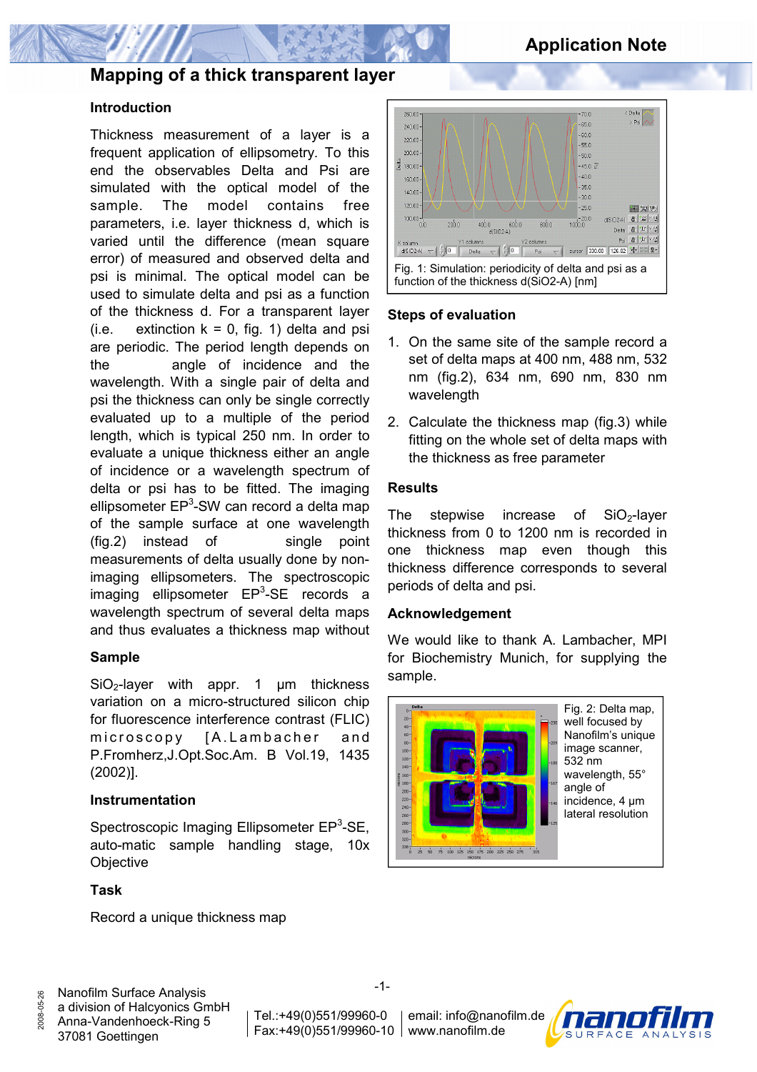# Application Note

## Mapping of a thick transparent layer

### Introduction

Thickness measurement of a layer is a frequent application of ellipsometry. To this end the observables Delta and Psi are simulated with the optical model of the sample. The model contains free parameters, i.e. layer thickness d, which is varied until the difference (mean square error) of measured and observed delta and psi is minimal. The optical model can be used to simulate delta and psi as a function of the thickness d. For a transparent layer (i.e. extinction k = 0, fig. 1) delta and psi are periodic. The period length depends on the angle of incidence and the wavelength. With a single pair of delta and psi the thickness can only be single correctly evaluated up to a multiple of the period length, which is typical 250 nm. In order to evaluate a unique thickness either an angle of incidence or a wavelength spectrum of delta or psi has to be fitted. The imaging ellipsometer $EP^3$-SW can record a delta map of the sample surface at one wavelength (fig.2) instead of single point measurements of delta usually done by non-imaging ellipsometers. The spectroscopic imaging ellipsometer $EP^3$-SE records a wavelength spectrum of several delta maps and thus evaluates a thickness map without

### Sample

$SiO_2$-layer with appr. 1 µm thickness variation on a micro-structured silicon chip for fluorescence interference contrast (FLIC) microscopy [A.Lambacher and P.Fromherz,J.Opt.Soc.Am. B Vol.19, 1435 (2002)].

### Instrumentation

Spectroscopic Imaging Ellipsometer $EP^3$-SE, auto-matic sample handling stage, 10x Objective

### Task

Record a unique thickness map

Fig. 1: Simulation: periodicity of delta and psi as a function of the thickness d(SiO2-A) [nm]

### Steps of evaluation

1. On the same site of the sample record a set of delta maps at 400 nm, 488 nm, 532 nm (fig.2), 634 nm, 690 nm, 830 nm wavelength
2. Calculate the thickness map (fig.3) while fitting on the whole set of delta maps with the thickness as free parameter

### Results

The stepwise increase of $SiO_2$-layer thickness from 0 to 1200 nm is recorded in one thickness map even though this thickness difference corresponds to several periods of delta and psi.

### Acknowledgement

We would like to thank A. Lambacher, MPI for Biochemistry Munich, for supplying the sample.

Fig. 2: Delta map, well focused by Nanofilm's unique image scanner, 532 nm wavelength, 55° angle of incidence, 4 µm lateral resolution

Nanofilm Surface Analysis
a division of Halcyonics GmbH
Anna-Vandenhoeck-Ring 5
37081 Goettingen

Tel.:+49(0)551/99960-0
Fax:+49(0)551/99960-10

email: info@nanofilm.de
www.nanofilm.de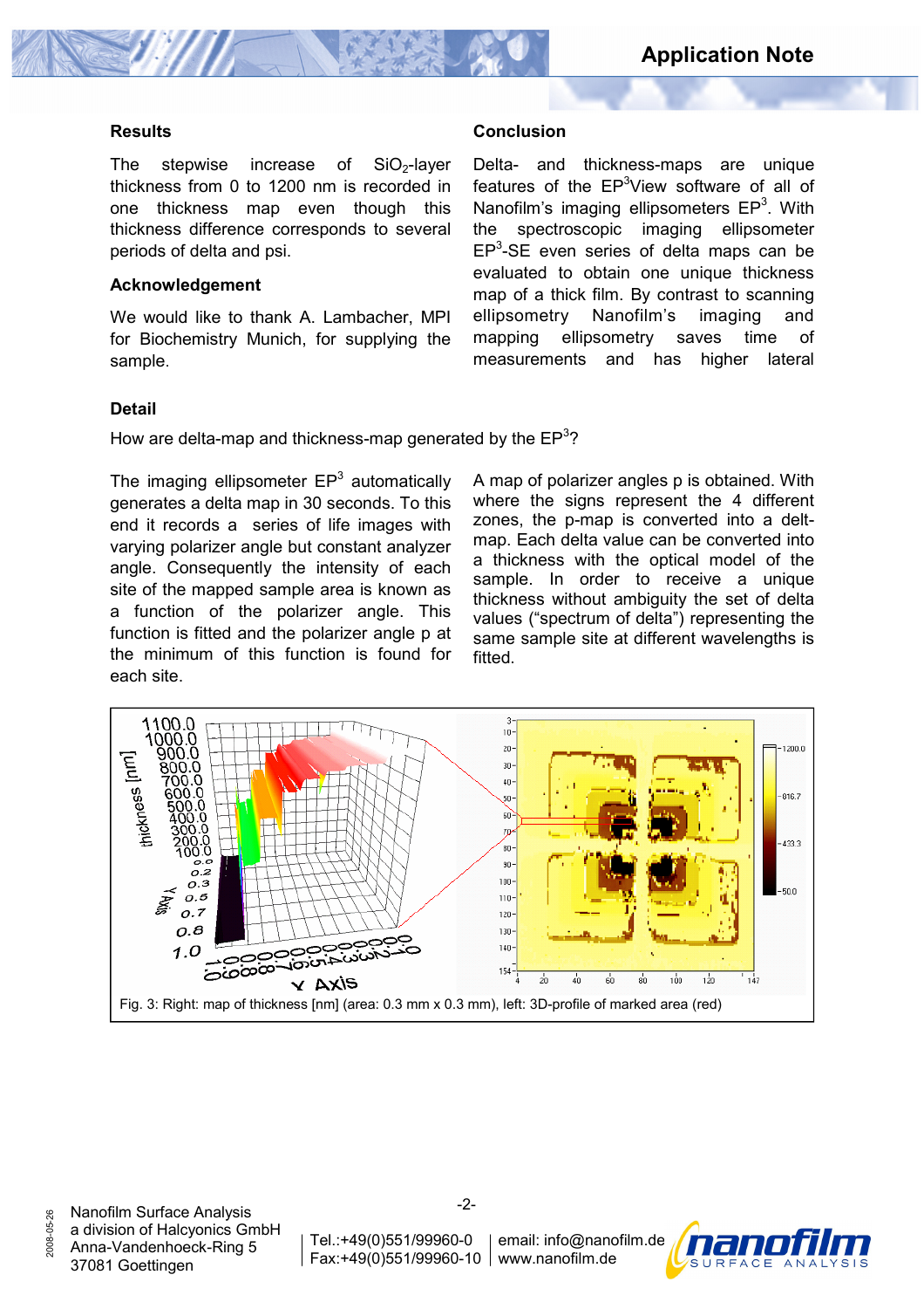## Results

The stepwise increase of $SiO_2$-layer thickness from 0 to 1200 nm is recorded in one thickness map even though this thickness difference corresponds to several periods of delta and psi.

## Acknowledgement

We would like to thank A. Lambacher, MPI for Biochemistry Munich, for supplying the sample.

## Conclusion

Delta- and thickness-maps are unique features of the EP$^3$View software of all of Nanofilm's imaging ellipsometers EP$^3$. With the spectroscopic imaging ellipsometer EP$^3$-SE even series of delta maps can be evaluated to obtain one unique thickness map of a thick film. By contrast to scanning ellipsometry Nanofilm's imaging and mapping ellipsometry saves time of measurements and has higher lateral

## Detail

How are delta-map and thickness-map generated by the EP$^3$?

The imaging ellipsometer EP$^3$ automatically generates a delta map in 30 seconds. To this end it records a series of life images with varying polarizer angle but constant analyzer angle. Consequently the intensity of each site of the mapped sample area is known as a function of the polarizer angle. This function is fitted and the polarizer angle p at the minimum of this function is found for each site.

A map of polarizer angles p is obtained. With where the signs represent the 4 different zones, the p-map is converted into a delt-map. Each delta value can be converted into a thickness with the optical model of the sample. In order to receive a unique thickness without ambiguity the set of delta values ("spectrum of delta") representing the same sample site at different wavelengths is fitted.

thickness [nm]
1100.0
1000.0
900.0
800.0
700.0
600.0
500.0
400.0
300.0
200.0
100.0
Y Axis
X Axis

1200.0
816.7
433.3
50.0

Fig. 3: Right: map of thickness [nm] (area: 0.3 mm x 0.3 mm), left: 3D-profile of marked area (red)

Nanofilm Surface Analysis
a division of Halcyonics GmbH
Anna-Vandenhoeck-Ring 5
37081 Goettingen

Tel.:+49(0)551/99960-0
Fax:+49(0)551/99960-10

email: info@nanofilm.de
www.nanofilm.de